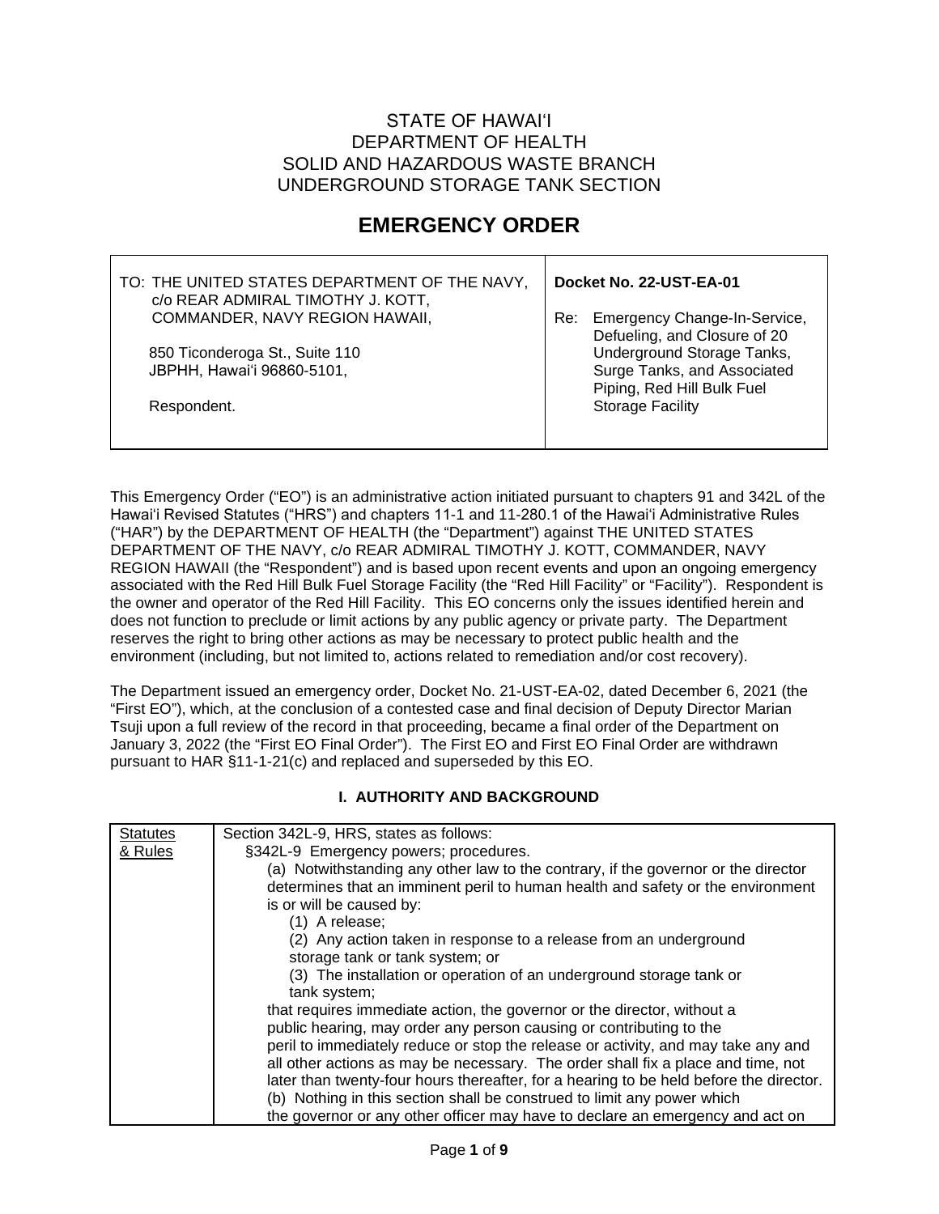STATE OF HAWAIʻI
DEPARTMENT OF HEALTH
SOLID AND HAZARDOUS WASTE BRANCH
UNDERGROUND STORAGE TANK SECTION

# EMERGENCY ORDER

| TO: THE UNITED STATES DEPARTMENT OF THE NAVY, c/o REAR ADMIRAL TIMOTHY J. KOTT, COMMANDER, NAVY REGION HAWAII,<br><br>850 Ticonderoga St., Suite 110<br>JBPHH, Hawaiʻi 96860-5101,<br><br>Respondent. | **Docket No. 22-UST-EA-01**<br><br>Re: Emergency Change-In-Service, Defueling, and Closure of 20 Underground Storage Tanks, Surge Tanks, and Associated Piping, Red Hill Bulk Fuel Storage Facility |
|---|---|

This Emergency Order ("EO") is an administrative action initiated pursuant to chapters 91 and 342L of the Hawaiʻi Revised Statutes ("HRS") and chapters 11-1 and 11-280.1 of the Hawaiʻi Administrative Rules ("HAR") by the DEPARTMENT OF HEALTH (the "Department") against THE UNITED STATES DEPARTMENT OF THE NAVY, c/o REAR ADMIRAL TIMOTHY J. KOTT, COMMANDER, NAVY REGION HAWAII (the "Respondent") and is based upon recent events and upon an ongoing emergency associated with the Red Hill Bulk Fuel Storage Facility (the "Red Hill Facility" or "Facility"). Respondent is the owner and operator of the Red Hill Facility. This EO concerns only the issues identified herein and does not function to preclude or limit actions by any public agency or private party. The Department reserves the right to bring other actions as may be necessary to protect public health and the environment (including, but not limited to, actions related to remediation and/or cost recovery).

The Department issued an emergency order, Docket No. 21-UST-EA-02, dated December 6, 2021 (the "First EO"), which, at the conclusion of a contested case and final decision of Deputy Director Marian Tsuji upon a full review of the record in that proceeding, became a final order of the Department on January 3, 2022 (the "First EO Final Order"). The First EO and First EO Final Order are withdrawn pursuant to HAR §11-1-21(c) and replaced and superseded by this EO.

## I. AUTHORITY AND BACKGROUND

| Statutes & Rules | Section 342L-9, HRS, states as follows:<br>§342L-9 Emergency powers; procedures.<br>(a) Notwithstanding any other law to the contrary, if the governor or the director determines that an imminent peril to human health and safety or the environment is or will be caused by:<br>(1) A release;<br>(2) Any action taken in response to a release from an underground storage tank or tank system; or<br>(3) The installation or operation of an underground storage tank or tank system;<br>that requires immediate action, the governor or the director, without a public hearing, may order any person causing or contributing to the peril to immediately reduce or stop the release or activity, and may take any and all other actions as may be necessary. The order shall fix a place and time, not later than twenty-four hours thereafter, for a hearing to be held before the director.<br>(b) Nothing in this section shall be construed to limit any power which the governor or any other officer may have to declare an emergency and act on |
|---|---|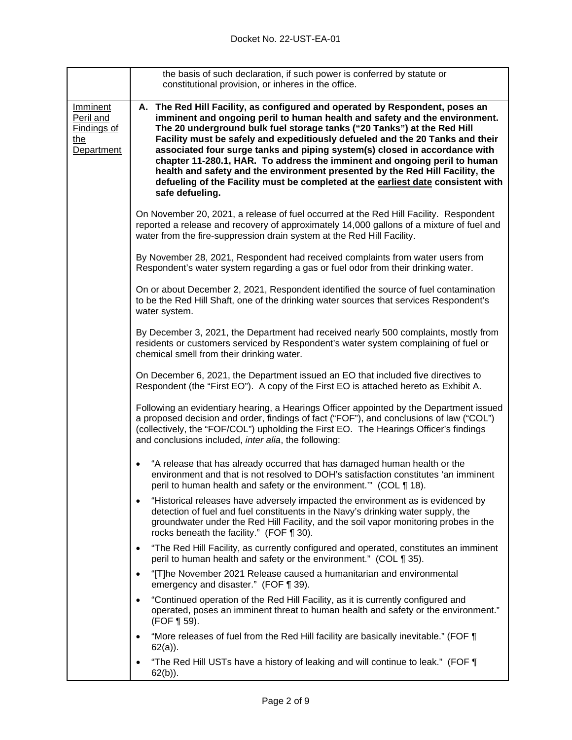| | |
|---|---|
| | the basis of such declaration, if such power is conferred by statute or constitutional provision, or inheres in the office. |
| <u>Imminent Peril and Findings of the Department</u> | **A. The Red Hill Facility, as configured and operated by Respondent, poses an imminent and ongoing peril to human health and safety and the environment. The 20 underground bulk fuel storage tanks ("20 Tanks") at the Red Hill Facility must be safely and expeditiously defueled and the 20 Tanks and their associated four surge tanks and piping system(s) closed in accordance with chapter 11-280.1, HAR. To address the imminent and ongoing peril to human health and safety and the environment presented by the Red Hill Facility, the defueling of the Facility must be completed at the <u>earliest date</u> consistent with safe defueling.**<br><br>On November 20, 2021, a release of fuel occurred at the Red Hill Facility. Respondent reported a release and recovery of approximately 14,000 gallons of a mixture of fuel and water from the fire-suppression drain system at the Red Hill Facility.<br><br>By November 28, 2021, Respondent had received complaints from water users from Respondent's water system regarding a gas or fuel odor from their drinking water.<br><br>On or about December 2, 2021, Respondent identified the source of fuel contamination to be the Red Hill Shaft, one of the drinking water sources that services Respondent's water system.<br><br>By December 3, 2021, the Department had received nearly 500 complaints, mostly from residents or customers serviced by Respondent's water system complaining of fuel or chemical smell from their drinking water.<br><br>On December 6, 2021, the Department issued an EO that included five directives to Respondent (the "First EO"). A copy of the First EO is attached hereto as Exhibit A.<br><br>Following an evidentiary hearing, a Hearings Officer appointed by the Department issued a proposed decision and order, findings of fact ("FOF"), and conclusions of law ("COL") (collectively, the "FOF/COL") upholding the First EO. The Hearings Officer's findings and conclusions included, *inter alia*, the following:<br><br>• "A release that has already occurred that has damaged human health or the environment and that is not resolved to DOH's satisfaction constitutes 'an imminent peril to human health and safety or the environment.'" (COL ¶ 18).<br>• "Historical releases have adversely impacted the environment as is evidenced by detection of fuel and fuel constituents in the Navy's drinking water supply, the groundwater under the Red Hill Facility, and the soil vapor monitoring probes in the rocks beneath the facility." (FOF ¶ 30).<br>• "The Red Hill Facility, as currently configured and operated, constitutes an imminent peril to human health and safety or the environment." (COL ¶ 35).<br>• "[T]he November 2021 Release caused a humanitarian and environmental emergency and disaster." (FOF ¶ 39).<br>• "Continued operation of the Red Hill Facility, as it is currently configured and operated, poses an imminent threat to human health and safety or the environment." (FOF ¶ 59).<br>• "More releases of fuel from the Red Hill facility are basically inevitable." (FOF ¶ 62(a)).<br>• "The Red Hill USTs have a history of leaking and will continue to leak." (FOF ¶ 62(b)). |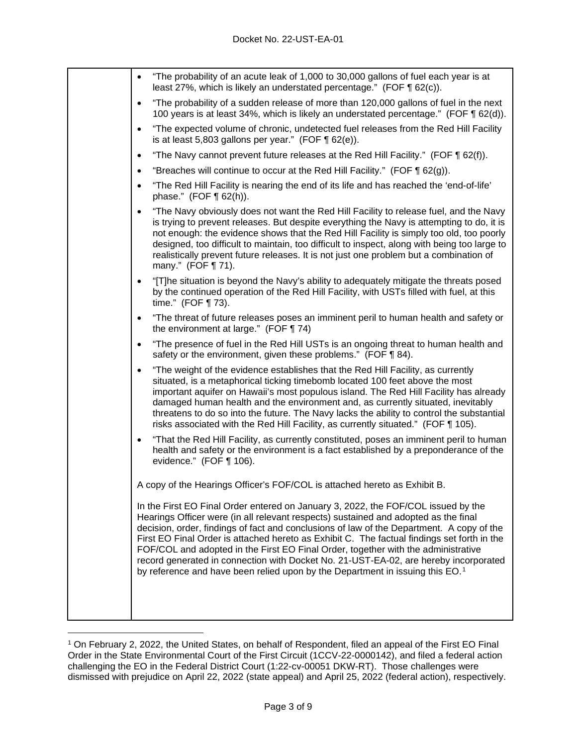- "The probability of an acute leak of 1,000 to 30,000 gallons of fuel each year is at least 27%, which is likely an understated percentage." (FOF ¶ 62(c)).
- "The probability of a sudden release of more than 120,000 gallons of fuel in the next 100 years is at least 34%, which is likely an understated percentage." (FOF ¶ 62(d)).
- "The expected volume of chronic, undetected fuel releases from the Red Hill Facility is at least 5,803 gallons per year." (FOF ¶ 62(e)).
- "The Navy cannot prevent future releases at the Red Hill Facility." (FOF ¶ 62(f)).
- "Breaches will continue to occur at the Red Hill Facility." (FOF ¶ 62(g)).
- "The Red Hill Facility is nearing the end of its life and has reached the 'end-of-life' phase." (FOF ¶ 62(h)).
- "The Navy obviously does not want the Red Hill Facility to release fuel, and the Navy is trying to prevent releases. But despite everything the Navy is attempting to do, it is not enough: the evidence shows that the Red Hill Facility is simply too old, too poorly designed, too difficult to maintain, too difficult to inspect, along with being too large to realistically prevent future releases. It is not just one problem but a combination of many." (FOF ¶ 71).
- "[T]he situation is beyond the Navy's ability to adequately mitigate the threats posed by the continued operation of the Red Hill Facility, with USTs filled with fuel, at this time." (FOF ¶ 73).
- "The threat of future releases poses an imminent peril to human health and safety or the environment at large." (FOF ¶ 74)
- "The presence of fuel in the Red Hill USTs is an ongoing threat to human health and safety or the environment, given these problems." (FOF ¶ 84).
- "The weight of the evidence establishes that the Red Hill Facility, as currently situated, is a metaphorical ticking timebomb located 100 feet above the most important aquifer on Hawaii's most populous island. The Red Hill Facility has already damaged human health and the environment and, as currently situated, inevitably threatens to do so into the future. The Navy lacks the ability to control the substantial risks associated with the Red Hill Facility, as currently situated." (FOF ¶ 105).
- "That the Red Hill Facility, as currently constituted, poses an imminent peril to human health and safety or the environment is a fact established by a preponderance of the evidence." (FOF ¶ 106).

A copy of the Hearings Officer's FOF/COL is attached hereto as Exhibit B.

In the First EO Final Order entered on January 3, 2022, the FOF/COL issued by the Hearings Officer were (in all relevant respects) sustained and adopted as the final decision, order, findings of fact and conclusions of law of the Department. A copy of the First EO Final Order is attached hereto as Exhibit C. The factual findings set forth in the FOF/COL and adopted in the First EO Final Order, together with the administrative record generated in connection with Docket No. 21-UST-EA-02, are hereby incorporated by reference and have been relied upon by the Department in issuing this EO.[1]

[1] On February 2, 2022, the United States, on behalf of Respondent, filed an appeal of the First EO Final Order in the State Environmental Court of the First Circuit (1CCV-22-0000142), and filed a federal action challenging the EO in the Federal District Court (1:22-cv-00051 DKW-RT). Those challenges were dismissed with prejudice on April 22, 2022 (state appeal) and April 25, 2022 (federal action), respectively.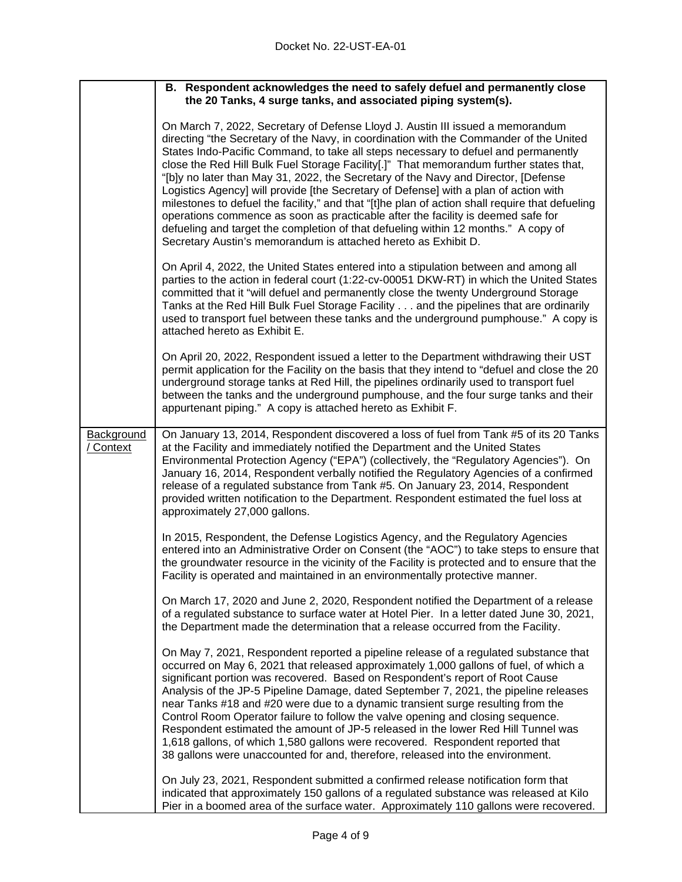Docket No. 22-UST-EA-01

| | |
|---|---|
| | **B. Respondent acknowledges the need to safely defuel and permanently close the 20 Tanks, 4 surge tanks, and associated piping system(s).**<br><br>On March 7, 2022, Secretary of Defense Lloyd J. Austin III issued a memorandum directing "the Secretary of the Navy, in coordination with the Commander of the United States Indo-Pacific Command, to take all steps necessary to defuel and permanently close the Red Hill Bulk Fuel Storage Facility[.]" That memorandum further states that, "[b]y no later than May 31, 2022, the Secretary of the Navy and Director, [Defense Logistics Agency] will provide [the Secretary of Defense] with a plan of action with milestones to defuel the facility," and that "[t]he plan of action shall require that defueling operations commence as soon as practicable after the facility is deemed safe for defueling and target the completion of that defueling within 12 months." A copy of Secretary Austin's memorandum is attached hereto as Exhibit D.<br><br>On April 4, 2022, the United States entered into a stipulation between and among all parties to the action in federal court (1:22-cv-00051 DKW-RT) in which the United States committed that it "will defuel and permanently close the twenty Underground Storage Tanks at the Red Hill Bulk Fuel Storage Facility . . . and the pipelines that are ordinarily used to transport fuel between these tanks and the underground pumphouse." A copy is attached hereto as Exhibit E.<br><br>On April 20, 2022, Respondent issued a letter to the Department withdrawing their UST permit application for the Facility on the basis that they intend to "defuel and close the 20 underground storage tanks at Red Hill, the pipelines ordinarily used to transport fuel between the tanks and the underground pumphouse, and the four surge tanks and their appurtenant piping." A copy is attached hereto as Exhibit F. |
| Background / Context | On January 13, 2014, Respondent discovered a loss of fuel from Tank #5 of its 20 Tanks at the Facility and immediately notified the Department and the United States Environmental Protection Agency ("EPA") (collectively, the "Regulatory Agencies"). On January 16, 2014, Respondent verbally notified the Regulatory Agencies of a confirmed release of a regulated substance from Tank #5. On January 23, 2014, Respondent provided written notification to the Department. Respondent estimated the fuel loss at approximately 27,000 gallons.<br><br>In 2015, Respondent, the Defense Logistics Agency, and the Regulatory Agencies entered into an Administrative Order on Consent (the "AOC") to take steps to ensure that the groundwater resource in the vicinity of the Facility is protected and to ensure that the Facility is operated and maintained in an environmentally protective manner.<br><br>On March 17, 2020 and June 2, 2020, Respondent notified the Department of a release of a regulated substance to surface water at Hotel Pier. In a letter dated June 30, 2021, the Department made the determination that a release occurred from the Facility.<br><br>On May 7, 2021, Respondent reported a pipeline release of a regulated substance that occurred on May 6, 2021 that released approximately 1,000 gallons of fuel, of which a significant portion was recovered. Based on Respondent's report of Root Cause Analysis of the JP-5 Pipeline Damage, dated September 7, 2021, the pipeline releases near Tanks #18 and #20 were due to a dynamic transient surge resulting from the Control Room Operator failure to follow the valve opening and closing sequence. Respondent estimated the amount of JP-5 released in the lower Red Hill Tunnel was 1,618 gallons, of which 1,580 gallons were recovered. Respondent reported that 38 gallons were unaccounted for and, therefore, released into the environment.<br><br>On July 23, 2021, Respondent submitted a confirmed release notification form that indicated that approximately 150 gallons of a regulated substance was released at Kilo Pier in a boomed area of the surface water. Approximately 110 gallons were recovered. |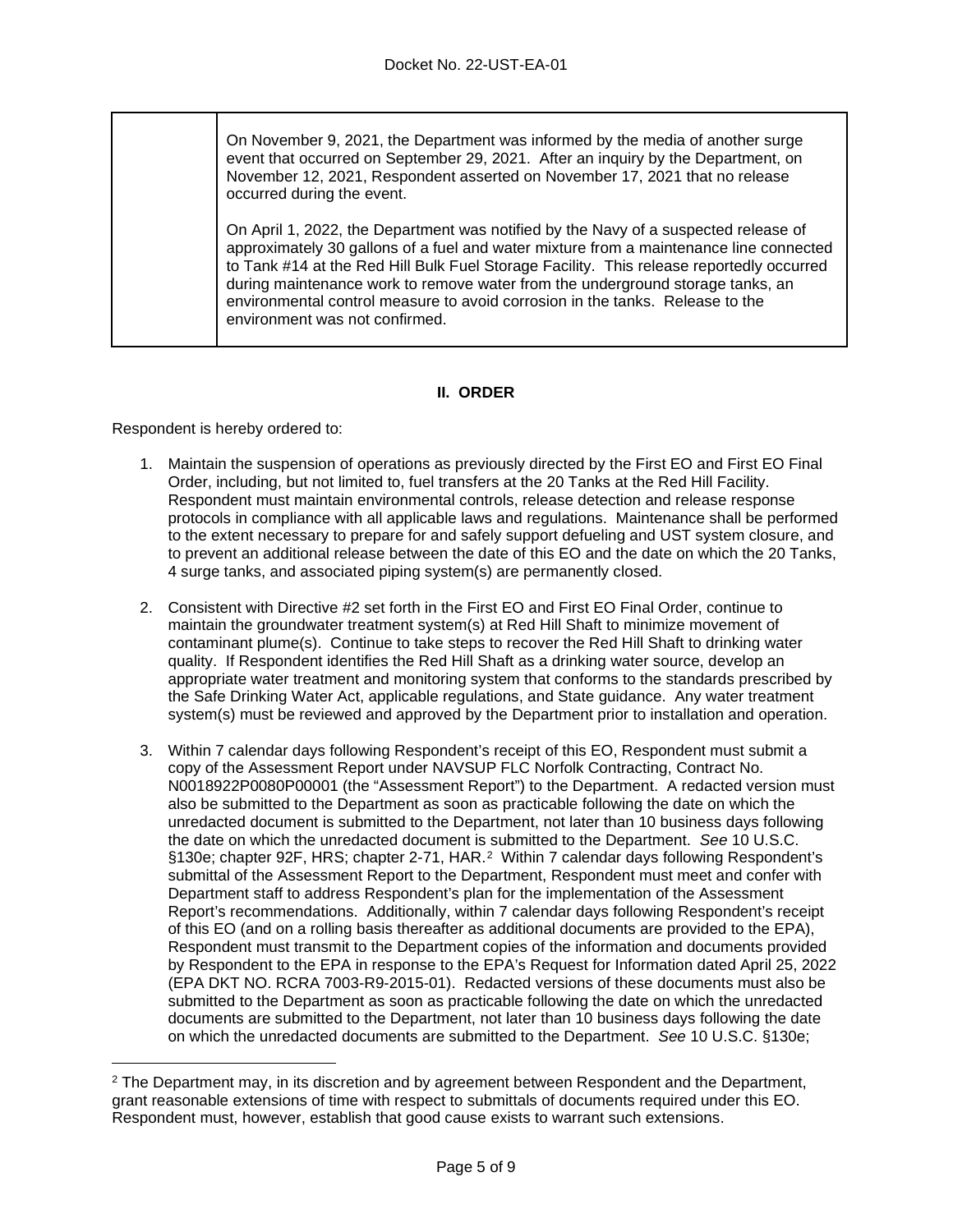| | |
|---|---|
| | On November 9, 2021, the Department was informed by the media of another surge event that occurred on September 29, 2021. After an inquiry by the Department, on November 12, 2021, Respondent asserted on November 17, 2021 that no release occurred during the event.<br><br>On April 1, 2022, the Department was notified by the Navy of a suspected release of approximately 30 gallons of a fuel and water mixture from a maintenance line connected to Tank #14 at the Red Hill Bulk Fuel Storage Facility. This release reportedly occurred during maintenance work to remove water from the underground storage tanks, an environmental control measure to avoid corrosion in the tanks. Release to the environment was not confirmed. |

## II. ORDER

Respondent is hereby ordered to:

1. Maintain the suspension of operations as previously directed by the First EO and First EO Final Order, including, but not limited to, fuel transfers at the 20 Tanks at the Red Hill Facility. Respondent must maintain environmental controls, release detection and release response protocols in compliance with all applicable laws and regulations. Maintenance shall be performed to the extent necessary to prepare for and safely support defueling and UST system closure, and to prevent an additional release between the date of this EO and the date on which the 20 Tanks, 4 surge tanks, and associated piping system(s) are permanently closed.

2. Consistent with Directive #2 set forth in the First EO and First EO Final Order, continue to maintain the groundwater treatment system(s) at Red Hill Shaft to minimize movement of contaminant plume(s). Continue to take steps to recover the Red Hill Shaft to drinking water quality. If Respondent identifies the Red Hill Shaft as a drinking water source, develop an appropriate water treatment and monitoring system that conforms to the standards prescribed by the Safe Drinking Water Act, applicable regulations, and State guidance. Any water treatment system(s) must be reviewed and approved by the Department prior to installation and operation.

3. Within 7 calendar days following Respondent's receipt of this EO, Respondent must submit a copy of the Assessment Report under NAVSUP FLC Norfolk Contracting, Contract No. N0018922P0080P00001 (the "Assessment Report") to the Department. A redacted version must also be submitted to the Department as soon as practicable following the date on which the unredacted document is submitted to the Department, not later than 10 business days following the date on which the unredacted document is submitted to the Department. *See* 10 U.S.C. §130e; chapter 92F, HRS; chapter 2-71, HAR.[2] Within 7 calendar days following Respondent's submittal of the Assessment Report to the Department, Respondent must meet and confer with Department staff to address Respondent's plan for the implementation of the Assessment Report's recommendations. Additionally, within 7 calendar days following Respondent's receipt of this EO (and on a rolling basis thereafter as additional documents are provided to the EPA), Respondent must transmit to the Department copies of the information and documents provided by Respondent to the EPA in response to the EPA's Request for Information dated April 25, 2022 (EPA DKT NO. RCRA 7003-R9-2015-01). Redacted versions of these documents must also be submitted to the Department as soon as practicable following the date on which the unredacted documents are submitted to the Department, not later than 10 business days following the date on which the unredacted documents are submitted to the Department. *See* 10 U.S.C. §130e;

[2] The Department may, in its discretion and by agreement between Respondent and the Department, grant reasonable extensions of time with respect to submittals of documents required under this EO. Respondent must, however, establish that good cause exists to warrant such extensions.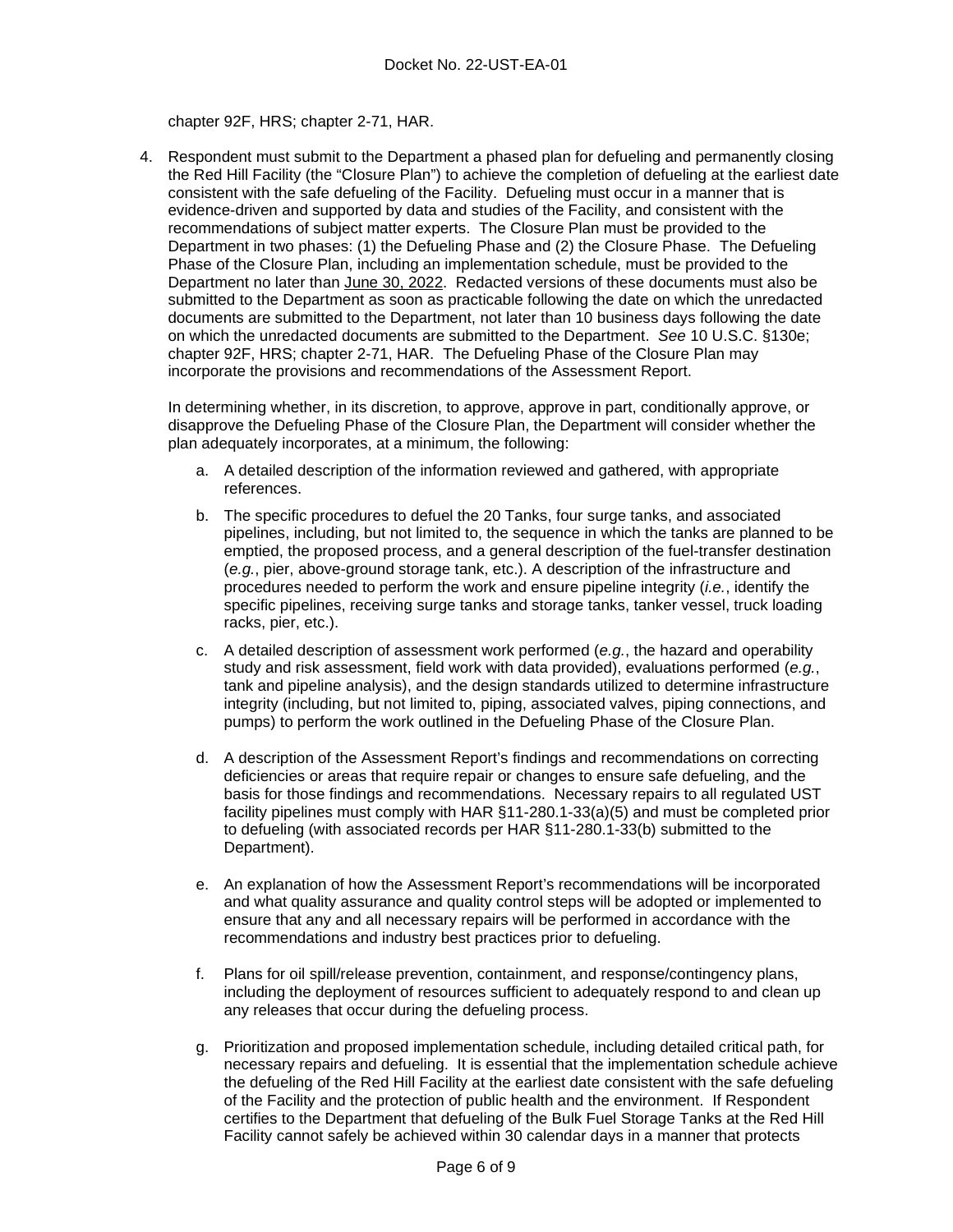chapter 92F, HRS; chapter 2-71, HAR.

4. Respondent must submit to the Department a phased plan for defueling and permanently closing the Red Hill Facility (the "Closure Plan") to achieve the completion of defueling at the earliest date consistent with the safe defueling of the Facility. Defueling must occur in a manner that is evidence-driven and supported by data and studies of the Facility, and consistent with the recommendations of subject matter experts. The Closure Plan must be provided to the Department in two phases: (1) the Defueling Phase and (2) the Closure Phase. The Defueling Phase of the Closure Plan, including an implementation schedule, must be provided to the Department no later than June 30, 2022. Redacted versions of these documents must also be submitted to the Department as soon as practicable following the date on which the unredacted documents are submitted to the Department, not later than 10 business days following the date on which the unredacted documents are submitted to the Department. *See* 10 U.S.C. §130e; chapter 92F, HRS; chapter 2-71, HAR. The Defueling Phase of the Closure Plan may incorporate the provisions and recommendations of the Assessment Report.

   In determining whether, in its discretion, to approve, approve in part, conditionally approve, or disapprove the Defueling Phase of the Closure Plan, the Department will consider whether the plan adequately incorporates, at a minimum, the following:

   a. A detailed description of the information reviewed and gathered, with appropriate references.

   b. The specific procedures to defuel the 20 Tanks, four surge tanks, and associated pipelines, including, but not limited to, the sequence in which the tanks are planned to be emptied, the proposed process, and a general description of the fuel-transfer destination (*e.g.*, pier, above-ground storage tank, etc.). A description of the infrastructure and procedures needed to perform the work and ensure pipeline integrity (*i.e.*, identify the specific pipelines, receiving surge tanks and storage tanks, tanker vessel, truck loading racks, pier, etc.).

   c. A detailed description of assessment work performed (*e.g.*, the hazard and operability study and risk assessment, field work with data provided), evaluations performed (*e.g.*, tank and pipeline analysis), and the design standards utilized to determine infrastructure integrity (including, but not limited to, piping, associated valves, piping connections, and pumps) to perform the work outlined in the Defueling Phase of the Closure Plan.

   d. A description of the Assessment Report's findings and recommendations on correcting deficiencies or areas that require repair or changes to ensure safe defueling, and the basis for those findings and recommendations. Necessary repairs to all regulated UST facility pipelines must comply with HAR §11-280.1-33(a)(5) and must be completed prior to defueling (with associated records per HAR §11-280.1-33(b) submitted to the Department).

   e. An explanation of how the Assessment Report's recommendations will be incorporated and what quality assurance and quality control steps will be adopted or implemented to ensure that any and all necessary repairs will be performed in accordance with the recommendations and industry best practices prior to defueling.

   f. Plans for oil spill/release prevention, containment, and response/contingency plans, including the deployment of resources sufficient to adequately respond to and clean up any releases that occur during the defueling process.

   g. Prioritization and proposed implementation schedule, including detailed critical path, for necessary repairs and defueling. It is essential that the implementation schedule achieve the defueling of the Red Hill Facility at the earliest date consistent with the safe defueling of the Facility and the protection of public health and the environment. If Respondent certifies to the Department that defueling of the Bulk Fuel Storage Tanks at the Red Hill Facility cannot safely be achieved within 30 calendar days in a manner that protects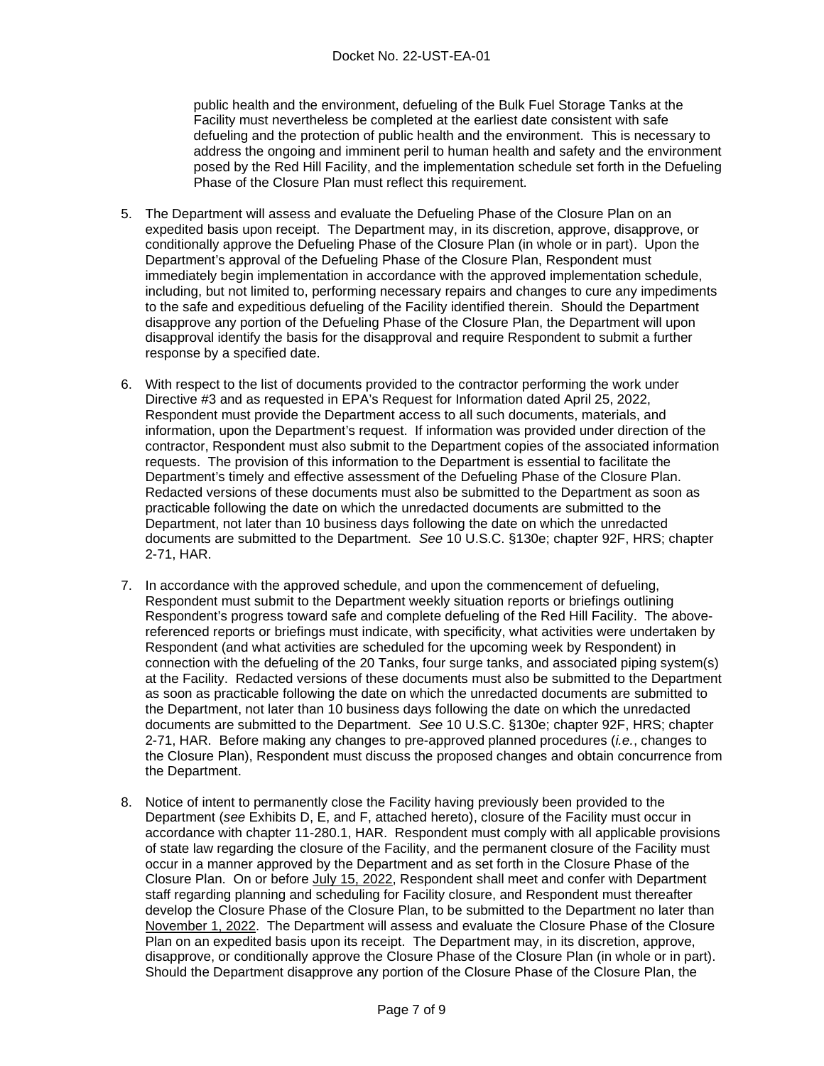public health and the environment, defueling of the Bulk Fuel Storage Tanks at the Facility must nevertheless be completed at the earliest date consistent with safe defueling and the protection of public health and the environment. This is necessary to address the ongoing and imminent peril to human health and safety and the environment posed by the Red Hill Facility, and the implementation schedule set forth in the Defueling Phase of the Closure Plan must reflect this requirement.

5. The Department will assess and evaluate the Defueling Phase of the Closure Plan on an expedited basis upon receipt. The Department may, in its discretion, approve, disapprove, or conditionally approve the Defueling Phase of the Closure Plan (in whole or in part). Upon the Department's approval of the Defueling Phase of the Closure Plan, Respondent must immediately begin implementation in accordance with the approved implementation schedule, including, but not limited to, performing necessary repairs and changes to cure any impediments to the safe and expeditious defueling of the Facility identified therein. Should the Department disapprove any portion of the Defueling Phase of the Closure Plan, the Department will upon disapproval identify the basis for the disapproval and require Respondent to submit a further response by a specified date.

6. With respect to the list of documents provided to the contractor performing the work under Directive #3 and as requested in EPA's Request for Information dated April 25, 2022, Respondent must provide the Department access to all such documents, materials, and information, upon the Department's request. If information was provided under direction of the contractor, Respondent must also submit to the Department copies of the associated information requests. The provision of this information to the Department is essential to facilitate the Department's timely and effective assessment of the Defueling Phase of the Closure Plan. Redacted versions of these documents must also be submitted to the Department as soon as practicable following the date on which the unredacted documents are submitted to the Department, not later than 10 business days following the date on which the unredacted documents are submitted to the Department. *See* 10 U.S.C. §130e; chapter 92F, HRS; chapter 2-71, HAR.

7. In accordance with the approved schedule, and upon the commencement of defueling, Respondent must submit to the Department weekly situation reports or briefings outlining Respondent's progress toward safe and complete defueling of the Red Hill Facility. The above-referenced reports or briefings must indicate, with specificity, what activities were undertaken by Respondent (and what activities are scheduled for the upcoming week by Respondent) in connection with the defueling of the 20 Tanks, four surge tanks, and associated piping system(s) at the Facility. Redacted versions of these documents must also be submitted to the Department as soon as practicable following the date on which the unredacted documents are submitted to the Department, not later than 10 business days following the date on which the unredacted documents are submitted to the Department. *See* 10 U.S.C. §130e; chapter 92F, HRS; chapter 2-71, HAR. Before making any changes to pre-approved planned procedures (*i.e.*, changes to the Closure Plan), Respondent must discuss the proposed changes and obtain concurrence from the Department.

8. Notice of intent to permanently close the Facility having previously been provided to the Department (*see* Exhibits D, E, and F, attached hereto), closure of the Facility must occur in accordance with chapter 11-280.1, HAR. Respondent must comply with all applicable provisions of state law regarding the closure of the Facility, and the permanent closure of the Facility must occur in a manner approved by the Department and as set forth in the Closure Phase of the Closure Plan. On or before July 15, 2022, Respondent shall meet and confer with Department staff regarding planning and scheduling for Facility closure, and Respondent must thereafter develop the Closure Phase of the Closure Plan, to be submitted to the Department no later than November 1, 2022. The Department will assess and evaluate the Closure Phase of the Closure Plan on an expedited basis upon its receipt. The Department may, in its discretion, approve, disapprove, or conditionally approve the Closure Phase of the Closure Plan (in whole or in part). Should the Department disapprove any portion of the Closure Phase of the Closure Plan, the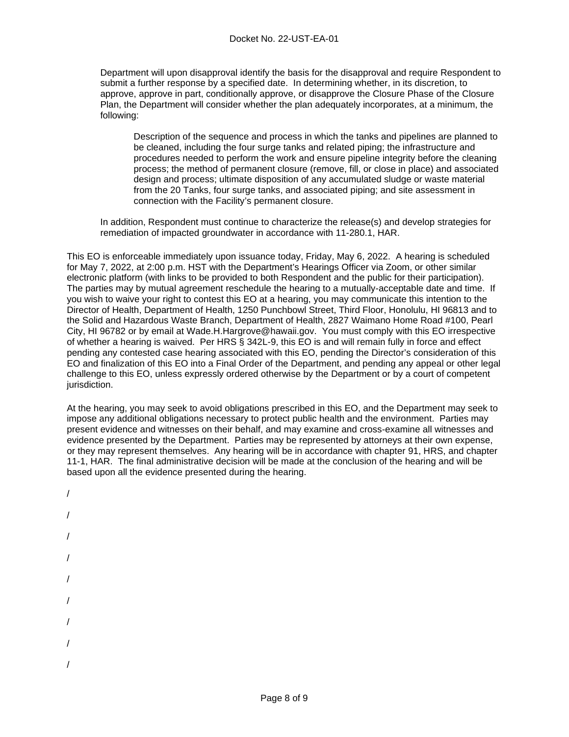Department will upon disapproval identify the basis for the disapproval and require Respondent to submit a further response by a specified date. In determining whether, in its discretion, to approve, approve in part, conditionally approve, or disapprove the Closure Phase of the Closure Plan, the Department will consider whether the plan adequately incorporates, at a minimum, the following:

> Description of the sequence and process in which the tanks and pipelines are planned to be cleaned, including the four surge tanks and related piping; the infrastructure and procedures needed to perform the work and ensure pipeline integrity before the cleaning process; the method of permanent closure (remove, fill, or close in place) and associated design and process; ultimate disposition of any accumulated sludge or waste material from the 20 Tanks, four surge tanks, and associated piping; and site assessment in connection with the Facility's permanent closure.

In addition, Respondent must continue to characterize the release(s) and develop strategies for remediation of impacted groundwater in accordance with 11-280.1, HAR.

This EO is enforceable immediately upon issuance today, Friday, May 6, 2022. A hearing is scheduled for May 7, 2022, at 2:00 p.m. HST with the Department's Hearings Officer via Zoom, or other similar electronic platform (with links to be provided to both Respondent and the public for their participation). The parties may by mutual agreement reschedule the hearing to a mutually-acceptable date and time. If you wish to waive your right to contest this EO at a hearing, you may communicate this intention to the Director of Health, Department of Health, 1250 Punchbowl Street, Third Floor, Honolulu, HI 96813 and to the Solid and Hazardous Waste Branch, Department of Health, 2827 Waimano Home Road #100, Pearl City, HI 96782 or by email at Wade.H.Hargrove@hawaii.gov. You must comply with this EO irrespective of whether a hearing is waived. Per HRS § 342L-9, this EO is and will remain fully in force and effect pending any contested case hearing associated with this EO, pending the Director's consideration of this EO and finalization of this EO into a Final Order of the Department, and pending any appeal or other legal challenge to this EO, unless expressly ordered otherwise by the Department or by a court of competent jurisdiction.

At the hearing, you may seek to avoid obligations prescribed in this EO, and the Department may seek to impose any additional obligations necessary to protect public health and the environment. Parties may present evidence and witnesses on their behalf, and may examine and cross-examine all witnesses and evidence presented by the Department. Parties may be represented by attorneys at their own expense, or they may represent themselves. Any hearing will be in accordance with chapter 91, HRS, and chapter 11-1, HAR. The final administrative decision will be made at the conclusion of the hearing and will be based upon all the evidence presented during the hearing.

/

/

/

/

/

/

/

/

/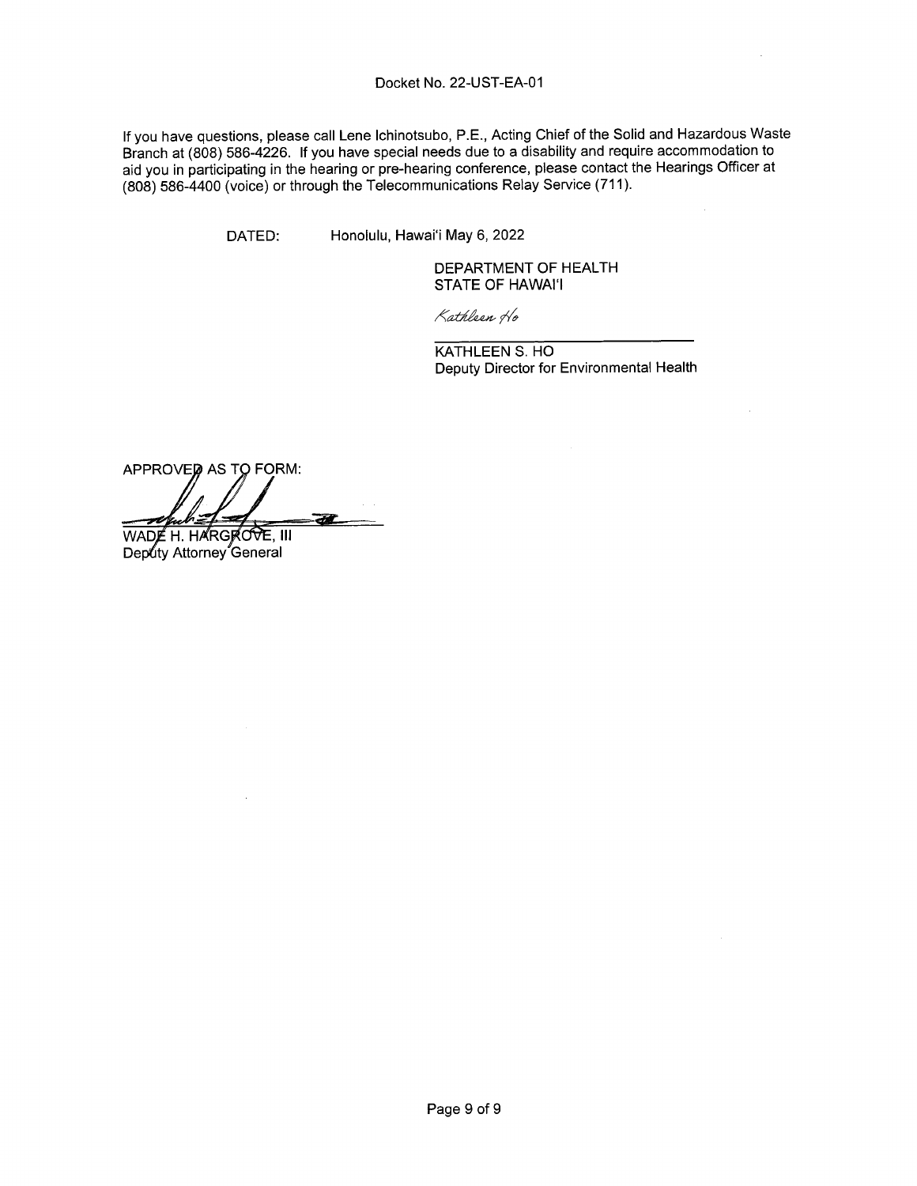Docket No. 22-UST-EA-01

If you have questions, please call Lene Ichinotsubo, P.E., Acting Chief of the Solid and Hazardous Waste Branch at (808) 586-4226. If you have special needs due to a disability and require accommodation to aid you in participating in the hearing or pre-hearing conference, please contact the Hearings Officer at (808) 586-4400 (voice) or through the Telecommunications Relay Service (711).

DATED: Honolulu, Hawai'i May 6, 2022

DEPARTMENT OF HEALTH
STATE OF HAWAI'I

*Kathleen Ho*

KATHLEEN S. HO
Deputy Director for Environmental Health

APPROVED AS TO FORM:

WADE H. HARGROVE, III
Deputy Attorney General